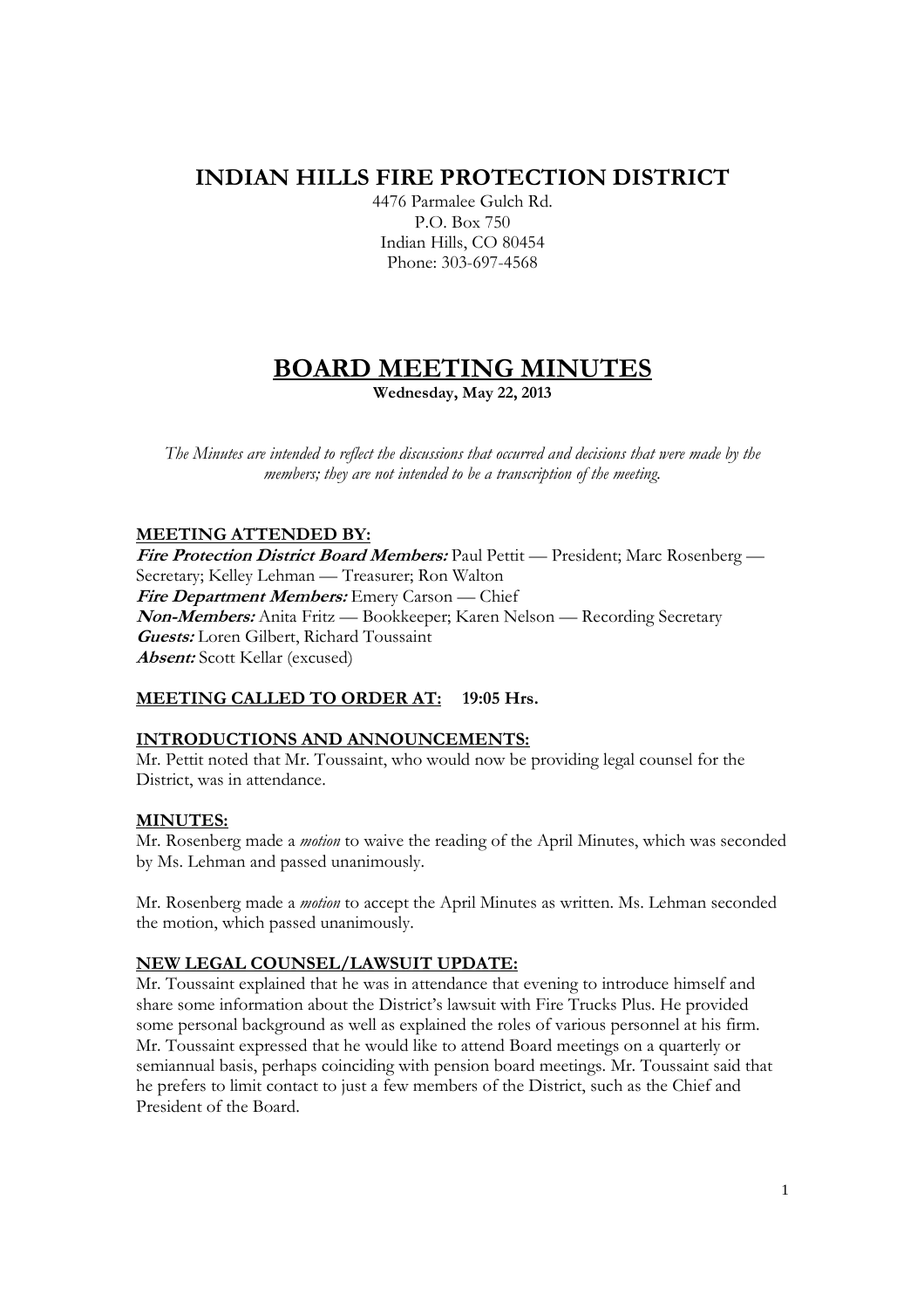# INDIAN HILLS FIRE PROTECTION DISTRICT

4476 Parmalee Gulch Rd.
P.O. Box 750
Indian Hills, CO 80454
Phone: 303-697-4568

# BOARD MEETING MINUTES

**Wednesday, May 22, 2013**

*The Minutes are intended to reflect the discussions that occurred and decisions that were made by the members; they are not intended to be a transcription of the meeting.*

## MEETING ATTENDED BY:

***Fire Protection District Board Members:*** Paul Pettit — President; Marc Rosenberg — Secretary; Kelley Lehman — Treasurer; Ron Walton
***Fire Department Members:*** Emery Carson — Chief
***Non-Members:*** Anita Fritz — Bookkeeper; Karen Nelson — Recording Secretary
***Guests:*** Loren Gilbert, Richard Toussaint
***Absent:*** Scott Kellar (excused)

## MEETING CALLED TO ORDER AT: 19:05 Hrs.

## INTRODUCTIONS AND ANNOUNCEMENTS:

Mr. Pettit noted that Mr. Toussaint, who would now be providing legal counsel for the District, was in attendance.

## MINUTES:

Mr. Rosenberg made a *motion* to waive the reading of the April Minutes, which was seconded by Ms. Lehman and passed unanimously.

Mr. Rosenberg made a *motion* to accept the April Minutes as written. Ms. Lehman seconded the motion, which passed unanimously.

## NEW LEGAL COUNSEL/LAWSUIT UPDATE:

Mr. Toussaint explained that he was in attendance that evening to introduce himself and share some information about the District's lawsuit with Fire Trucks Plus. He provided some personal background as well as explained the roles of various personnel at his firm. Mr. Toussaint expressed that he would like to attend Board meetings on a quarterly or semiannual basis, perhaps coinciding with pension board meetings. Mr. Toussaint said that he prefers to limit contact to just a few members of the District, such as the Chief and President of the Board.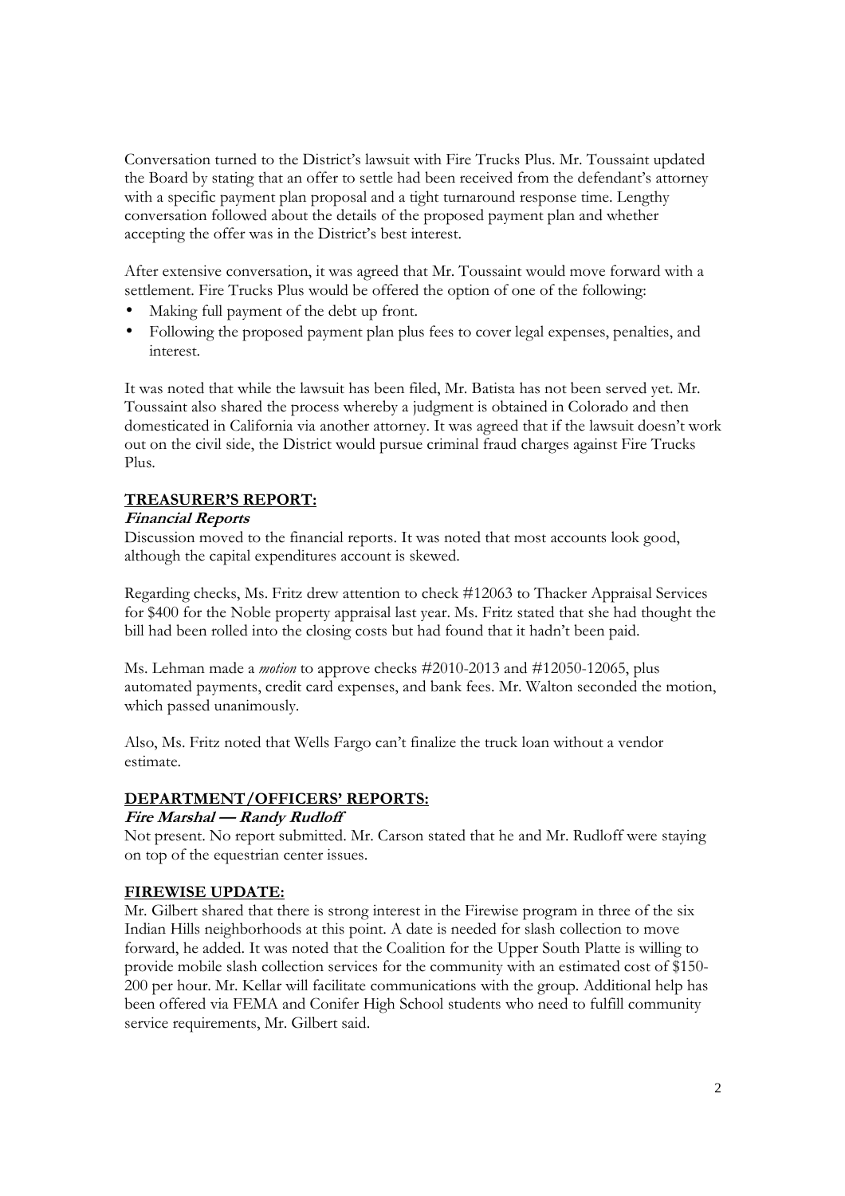Conversation turned to the District's lawsuit with Fire Trucks Plus. Mr. Toussaint updated the Board by stating that an offer to settle had been received from the defendant's attorney with a specific payment plan proposal and a tight turnaround response time. Lengthy conversation followed about the details of the proposed payment plan and whether accepting the offer was in the District's best interest.

After extensive conversation, it was agreed that Mr. Toussaint would move forward with a settlement. Fire Trucks Plus would be offered the option of one of the following:

- Making full payment of the debt up front.
- Following the proposed payment plan plus fees to cover legal expenses, penalties, and interest.

It was noted that while the lawsuit has been filed, Mr. Batista has not been served yet. Mr. Toussaint also shared the process whereby a judgment is obtained in Colorado and then domesticated in California via another attorney. It was agreed that if the lawsuit doesn't work out on the civil side, the District would pursue criminal fraud charges against Fire Trucks Plus.

## TREASURER'S REPORT:

### *Financial Reports*

Discussion moved to the financial reports. It was noted that most accounts look good, although the capital expenditures account is skewed.

Regarding checks, Ms. Fritz drew attention to check #12063 to Thacker Appraisal Services for $400 for the Noble property appraisal last year. Ms. Fritz stated that she had thought the bill had been rolled into the closing costs but had found that it hadn't been paid.

Ms. Lehman made a *motion* to approve checks #2010-2013 and #12050-12065, plus automated payments, credit card expenses, and bank fees. Mr. Walton seconded the motion, which passed unanimously.

Also, Ms. Fritz noted that Wells Fargo can't finalize the truck loan without a vendor estimate.

## DEPARTMENT/OFFICERS' REPORTS:

### *Fire Marshal — Randy Rudloff*

Not present. No report submitted. Mr. Carson stated that he and Mr. Rudloff were staying on top of the equestrian center issues.

## FIREWISE UPDATE:

Mr. Gilbert shared that there is strong interest in the Firewise program in three of the six Indian Hills neighborhoods at this point. A date is needed for slash collection to move forward, he added. It was noted that the Coalition for the Upper South Platte is willing to provide mobile slash collection services for the community with an estimated cost of $150-200 per hour. Mr. Kellar will facilitate communications with the group. Additional help has been offered via FEMA and Conifer High School students who need to fulfill community service requirements, Mr. Gilbert said.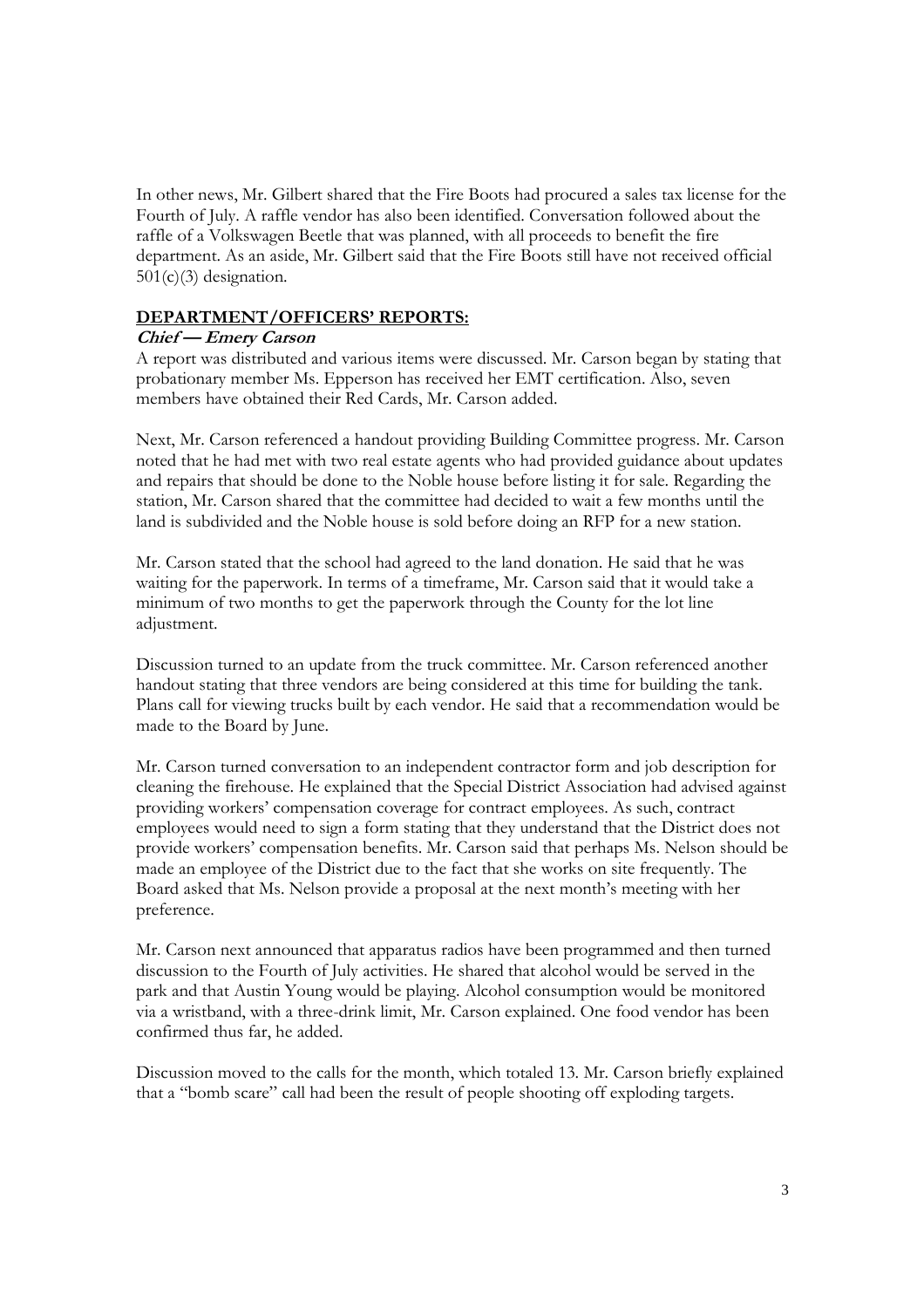In other news, Mr. Gilbert shared that the Fire Boots had procured a sales tax license for the Fourth of July. A raffle vendor has also been identified. Conversation followed about the raffle of a Volkswagen Beetle that was planned, with all proceeds to benefit the fire department. As an aside, Mr. Gilbert said that the Fire Boots still have not received official 501(c)(3) designation.

**DEPARTMENT/OFFICERS' REPORTS:**

***Chief — Emery Carson***

A report was distributed and various items were discussed. Mr. Carson began by stating that probationary member Ms. Epperson has received her EMT certification. Also, seven members have obtained their Red Cards, Mr. Carson added.

Next, Mr. Carson referenced a handout providing Building Committee progress. Mr. Carson noted that he had met with two real estate agents who had provided guidance about updates and repairs that should be done to the Noble house before listing it for sale. Regarding the station, Mr. Carson shared that the committee had decided to wait a few months until the land is subdivided and the Noble house is sold before doing an RFP for a new station.

Mr. Carson stated that the school had agreed to the land donation. He said that he was waiting for the paperwork. In terms of a timeframe, Mr. Carson said that it would take a minimum of two months to get the paperwork through the County for the lot line adjustment.

Discussion turned to an update from the truck committee. Mr. Carson referenced another handout stating that three vendors are being considered at this time for building the tank. Plans call for viewing trucks built by each vendor. He said that a recommendation would be made to the Board by June.

Mr. Carson turned conversation to an independent contractor form and job description for cleaning the firehouse. He explained that the Special District Association had advised against providing workers' compensation coverage for contract employees. As such, contract employees would need to sign a form stating that they understand that the District does not provide workers' compensation benefits. Mr. Carson said that perhaps Ms. Nelson should be made an employee of the District due to the fact that she works on site frequently. The Board asked that Ms. Nelson provide a proposal at the next month's meeting with her preference.

Mr. Carson next announced that apparatus radios have been programmed and then turned discussion to the Fourth of July activities. He shared that alcohol would be served in the park and that Austin Young would be playing. Alcohol consumption would be monitored via a wristband, with a three-drink limit, Mr. Carson explained. One food vendor has been confirmed thus far, he added.

Discussion moved to the calls for the month, which totaled 13. Mr. Carson briefly explained that a "bomb scare" call had been the result of people shooting off exploding targets.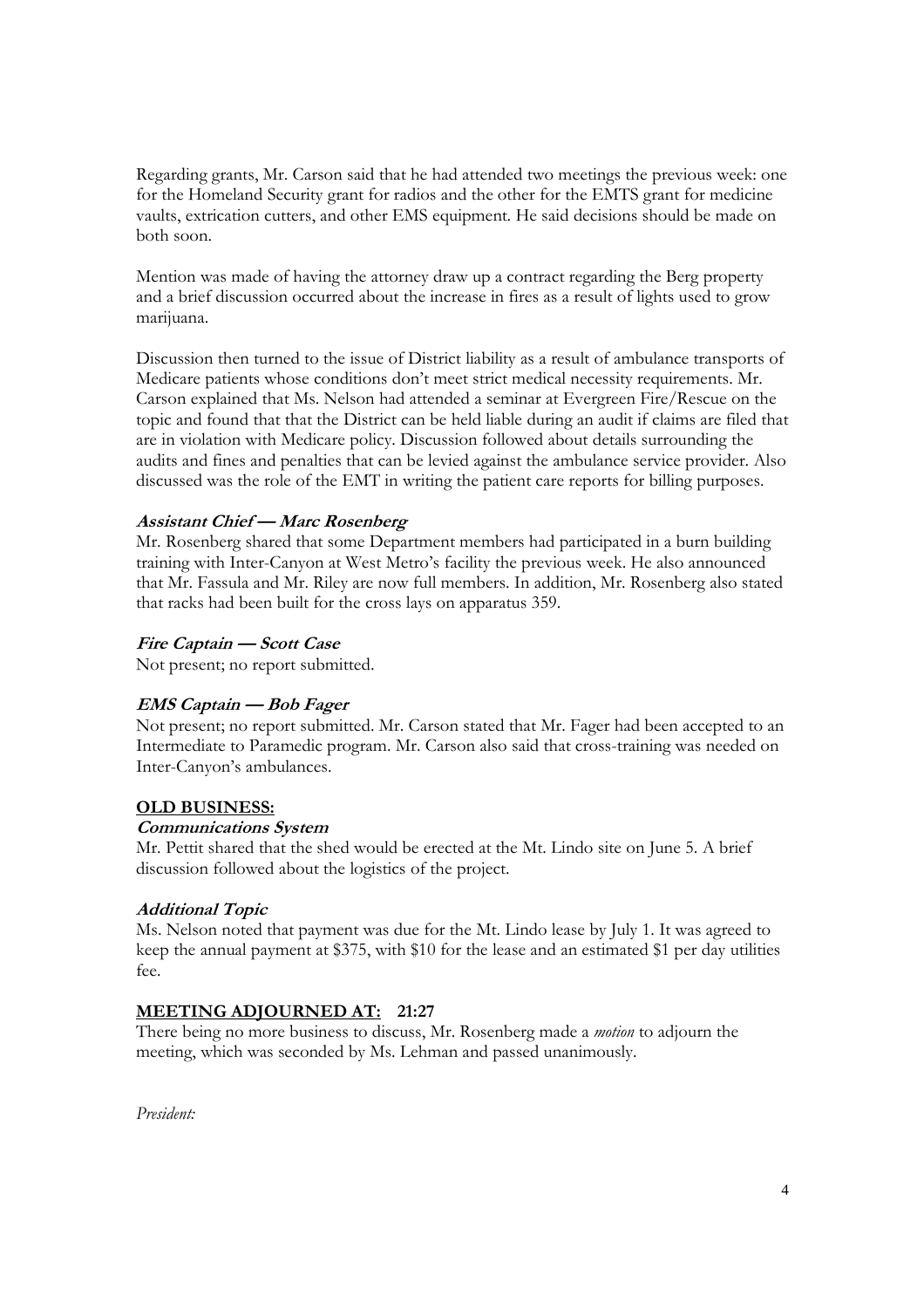Regarding grants, Mr. Carson said that he had attended two meetings the previous week: one for the Homeland Security grant for radios and the other for the EMTS grant for medicine vaults, extrication cutters, and other EMS equipment. He said decisions should be made on both soon.

Mention was made of having the attorney draw up a contract regarding the Berg property and a brief discussion occurred about the increase in fires as a result of lights used to grow marijuana.

Discussion then turned to the issue of District liability as a result of ambulance transports of Medicare patients whose conditions don't meet strict medical necessity requirements. Mr. Carson explained that Ms. Nelson had attended a seminar at Evergreen Fire/Rescue on the topic and found that that the District can be held liable during an audit if claims are filed that are in violation with Medicare policy. Discussion followed about details surrounding the audits and fines and penalties that can be levied against the ambulance service provider. Also discussed was the role of the EMT in writing the patient care reports for billing purposes.

***Assistant Chief — Marc Rosenberg***

Mr. Rosenberg shared that some Department members had participated in a burn building training with Inter-Canyon at West Metro's facility the previous week. He also announced that Mr. Fassula and Mr. Riley are now full members. In addition, Mr. Rosenberg also stated that racks had been built for the cross lays on apparatus 359.

***Fire Captain — Scott Case***

Not present; no report submitted.

***EMS Captain — Bob Fager***

Not present; no report submitted. Mr. Carson stated that Mr. Fager had been accepted to an Intermediate to Paramedic program. Mr. Carson also said that cross-training was needed on Inter-Canyon's ambulances.

## OLD BUSINESS:

***Communications System***

Mr. Pettit shared that the shed would be erected at the Mt. Lindo site on June 5. A brief discussion followed about the logistics of the project.

***Additional Topic***

Ms. Nelson noted that payment was due for the Mt. Lindo lease by July 1. It was agreed to keep the annual payment at $375, with $10 for the lease and an estimated $1 per day utilities fee.

## MEETING ADJOURNED AT: 21:27

There being no more business to discuss, Mr. Rosenberg made a *motion* to adjourn the meeting, which was seconded by Ms. Lehman and passed unanimously.

*President:*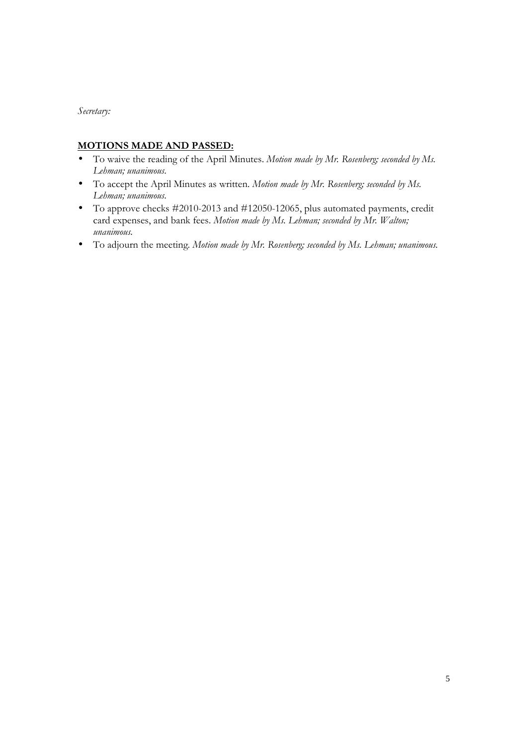*Secretary:*

**MOTIONS MADE AND PASSED:**

- To waive the reading of the April Minutes. *Motion made by Mr. Rosenberg; seconded by Ms. Lehman; unanimous.*
- To accept the April Minutes as written. *Motion made by Mr. Rosenberg; seconded by Ms. Lehman; unanimous.*
- To approve checks #2010-2013 and #12050-12065, plus automated payments, credit card expenses, and bank fees. *Motion made by Ms. Lehman; seconded by Mr. Walton; unanimous.*
- To adjourn the meeting. *Motion made by Mr. Rosenberg; seconded by Ms. Lehman; unanimous.*